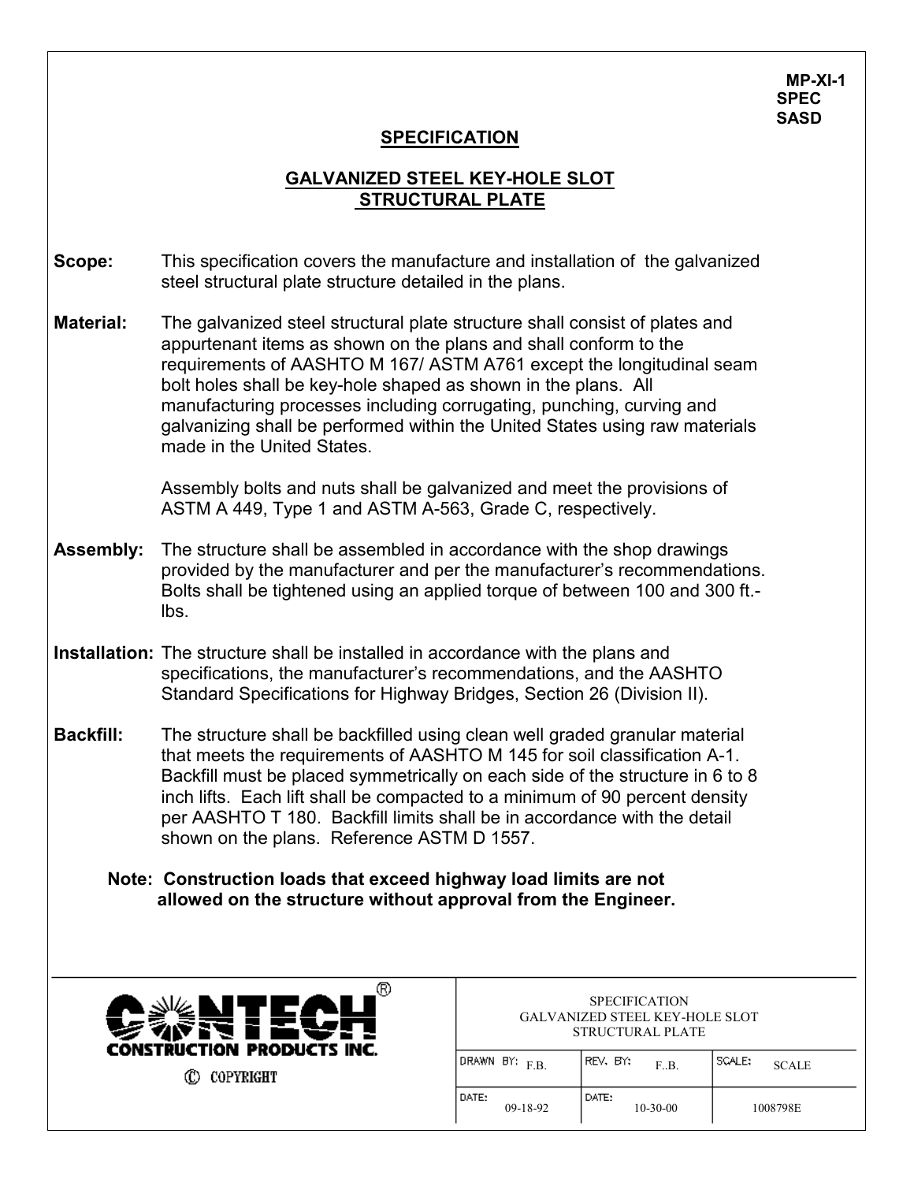MP-XI-1
SPEC
SASD

# SPECIFICATION

## GALVANIZED STEEL KEY-HOLE SLOT STRUCTURAL PLATE

**Scope:** This specification covers the manufacture and installation of the galvanized steel structural plate structure detailed in the plans.

**Material:** The galvanized steel structural plate structure shall consist of plates and appurtenant items as shown on the plans and shall conform to the requirements of AASHTO M 167/ ASTM A761 except the longitudinal seam bolt holes shall be key-hole shaped as shown in the plans. All manufacturing processes including corrugating, punching, curving and galvanizing shall be performed within the United States using raw materials made in the United States.

Assembly bolts and nuts shall be galvanized and meet the provisions of ASTM A 449, Type 1 and ASTM A-563, Grade C, respectively.

**Assembly:** The structure shall be assembled in accordance with the shop drawings provided by the manufacturer and per the manufacturer's recommendations. Bolts shall be tightened using an applied torque of between 100 and 300 ft.-lbs.

**Installation:** The structure shall be installed in accordance with the plans and specifications, the manufacturer's recommendations, and the AASHTO Standard Specifications for Highway Bridges, Section 26 (Division II).

**Backfill:** The structure shall be backfilled using clean well graded granular material that meets the requirements of AASHTO M 145 for soil classification A-1. Backfill must be placed symmetrically on each side of the structure in 6 to 8 inch lifts. Each lift shall be compacted to a minimum of 90 percent density per AASHTO T 180. Backfill limits shall be in accordance with the detail shown on the plans. Reference ASTM D 1557.

**Note: Construction loads that exceed highway load limits are not allowed on the structure without approval from the Engineer.**

CONTECH® CONSTRUCTION PRODUCTS INC.
© COPYRIGHT

| SPECIFICATION GALVANIZED STEEL KEY-HOLE SLOT STRUCTURAL PLATE | | |
|---|---|---|
| DRAWN BY: F.B. | REV. BY: F..B. | SCALE: SCALE |
| DATE: 09-18-92 | DATE: 10-30-00 | 1008798E |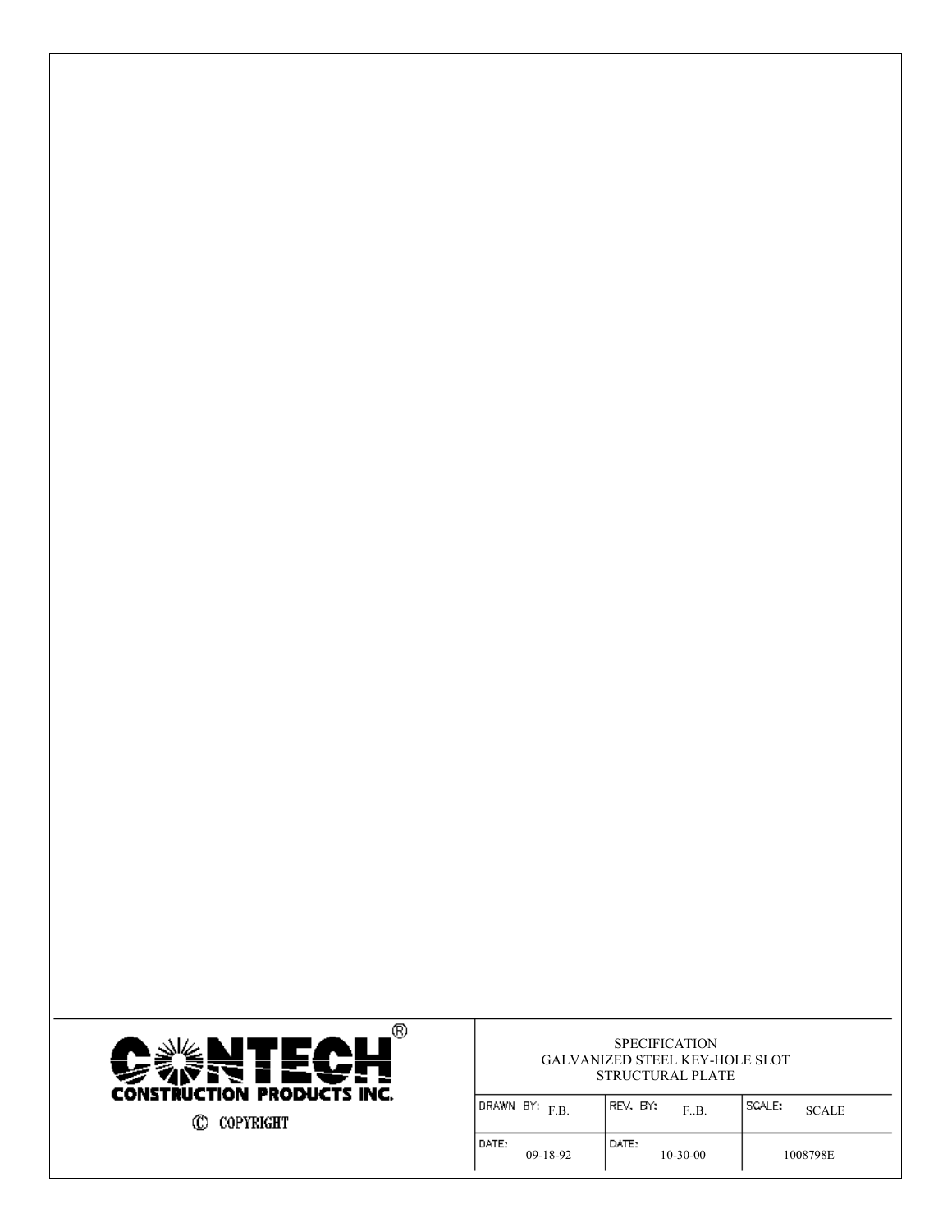CONTECH® CONSTRUCTION PRODUCTS INC.

© COPYRIGHT

SPECIFICATION
GALVANIZED STEEL KEY-HOLE SLOT
STRUCTURAL PLATE

| | | |
|---|---|---|
| DRAWN BY: F.B. | REV. BY: F..B. | SCALE: SCALE |
| DATE: 09-18-92 | DATE: 10-30-00 | 1008798E |